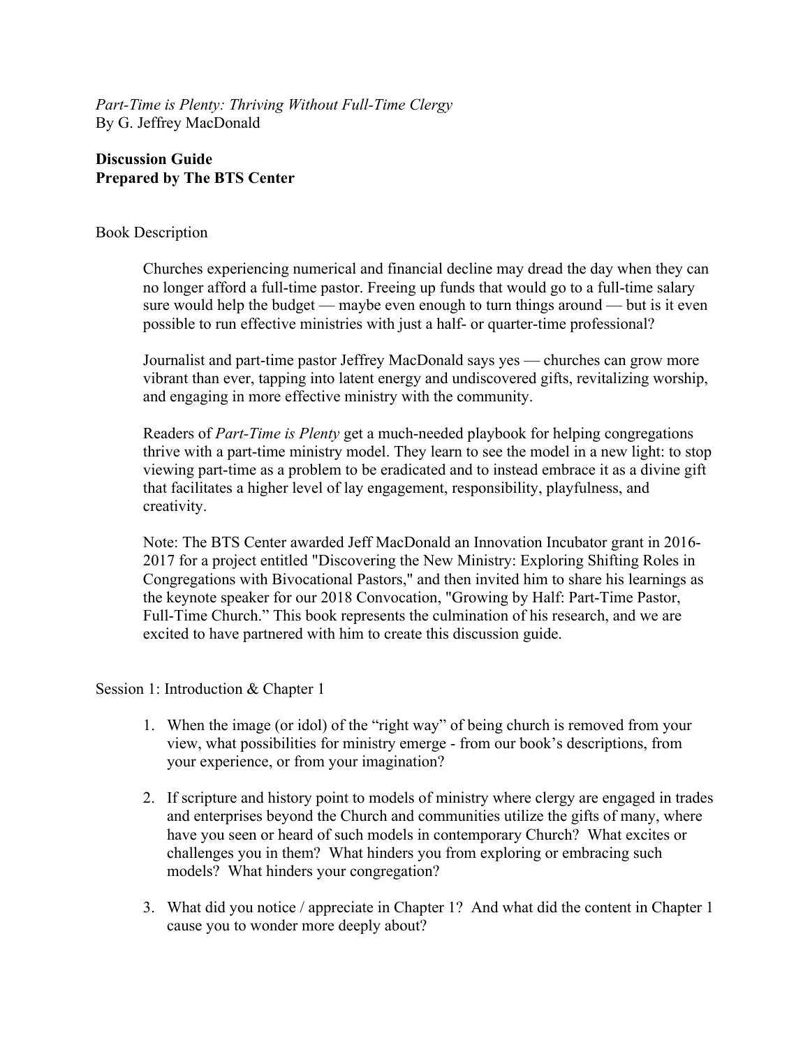*Part-Time is Plenty: Thriving Without Full-Time Clergy*
By G. Jeffrey MacDonald

**Discussion Guide**
**Prepared by The BTS Center**

Book Description

Churches experiencing numerical and financial decline may dread the day when they can no longer afford a full-time pastor. Freeing up funds that would go to a full-time salary sure would help the budget — maybe even enough to turn things around — but is it even possible to run effective ministries with just a half- or quarter-time professional?

Journalist and part-time pastor Jeffrey MacDonald says yes — churches can grow more vibrant than ever, tapping into latent energy and undiscovered gifts, revitalizing worship, and engaging in more effective ministry with the community.

Readers of *Part-Time is Plenty* get a much-needed playbook for helping congregations thrive with a part-time ministry model. They learn to see the model in a new light: to stop viewing part-time as a problem to be eradicated and to instead embrace it as a divine gift that facilitates a higher level of lay engagement, responsibility, playfulness, and creativity.

Note: The BTS Center awarded Jeff MacDonald an Innovation Incubator grant in 2016-2017 for a project entitled "Discovering the New Ministry: Exploring Shifting Roles in Congregations with Bivocational Pastors," and then invited him to share his learnings as the keynote speaker for our 2018 Convocation, "Growing by Half: Part-Time Pastor, Full-Time Church." This book represents the culmination of his research, and we are excited to have partnered with him to create this discussion guide.

Session 1: Introduction & Chapter 1

1. When the image (or idol) of the "right way" of being church is removed from your view, what possibilities for ministry emerge - from our book's descriptions, from your experience, or from your imagination?

2. If scripture and history point to models of ministry where clergy are engaged in trades and enterprises beyond the Church and communities utilize the gifts of many, where have you seen or heard of such models in contemporary Church? What excites or challenges you in them? What hinders you from exploring or embracing such models? What hinders your congregation?

3. What did you notice / appreciate in Chapter 1? And what did the content in Chapter 1 cause you to wonder more deeply about?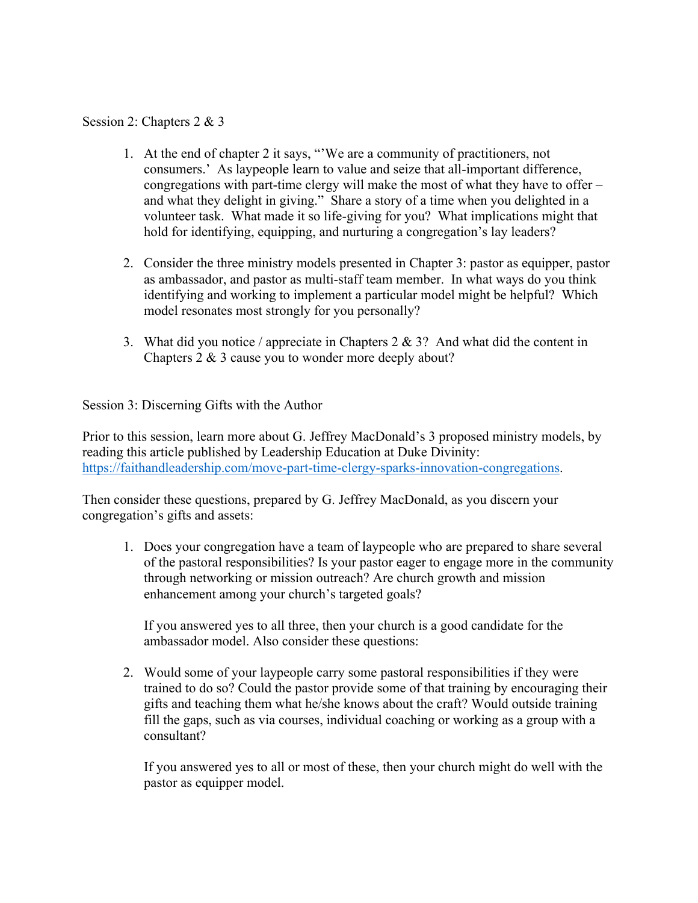Session 2: Chapters 2 & 3

1. At the end of chapter 2 it says, "'We are a community of practitioners, not consumers.' As laypeople learn to value and seize that all-important difference, congregations with part-time clergy will make the most of what they have to offer – and what they delight in giving." Share a story of a time when you delighted in a volunteer task. What made it so life-giving for you? What implications might that hold for identifying, equipping, and nurturing a congregation's lay leaders?

2. Consider the three ministry models presented in Chapter 3: pastor as equipper, pastor as ambassador, and pastor as multi-staff team member. In what ways do you think identifying and working to implement a particular model might be helpful? Which model resonates most strongly for you personally?

3. What did you notice / appreciate in Chapters 2 & 3? And what did the content in Chapters 2 & 3 cause you to wonder more deeply about?

Session 3: Discerning Gifts with the Author

Prior to this session, learn more about G. Jeffrey MacDonald's 3 proposed ministry models, by reading this article published by Leadership Education at Duke Divinity: [https://faithandleadership.com/move-part-time-clergy-sparks-innovation-congregations](https://faithandleadership.com/move-part-time-clergy-sparks-innovation-congregations).

Then consider these questions, prepared by G. Jeffrey MacDonald, as you discern your congregation's gifts and assets:

1. Does your congregation have a team of laypeople who are prepared to share several of the pastoral responsibilities? Is your pastor eager to engage more in the community through networking or mission outreach? Are church growth and mission enhancement among your church's targeted goals?

   If you answered yes to all three, then your church is a good candidate for the ambassador model. Also consider these questions:

2. Would some of your laypeople carry some pastoral responsibilities if they were trained to do so? Could the pastor provide some of that training by encouraging their gifts and teaching them what he/she knows about the craft? Would outside training fill the gaps, such as via courses, individual coaching or working as a group with a consultant?

   If you answered yes to all or most of these, then your church might do well with the pastor as equipper model.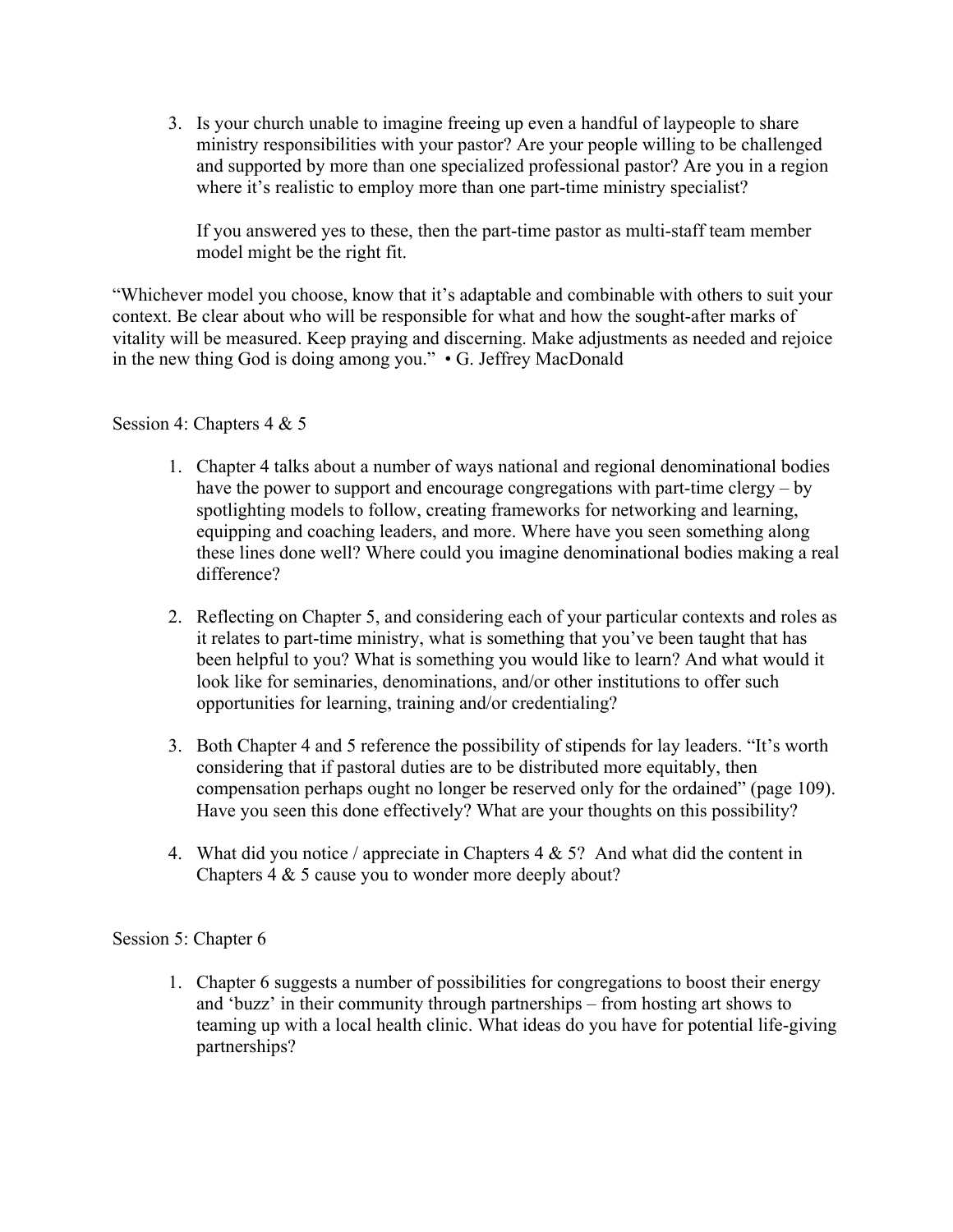3. Is your church unable to imagine freeing up even a handful of laypeople to share ministry responsibilities with your pastor? Are your people willing to be challenged and supported by more than one specialized professional pastor? Are you in a region where it's realistic to employ more than one part-time ministry specialist?

   If you answered yes to these, then the part-time pastor as multi-staff team member model might be the right fit.

"Whichever model you choose, know that it's adaptable and combinable with others to suit your context. Be clear about who will be responsible for what and how the sought-after marks of vitality will be measured. Keep praying and discerning. Make adjustments as needed and rejoice in the new thing God is doing among you." • G. Jeffrey MacDonald

Session 4: Chapters 4 & 5

1. Chapter 4 talks about a number of ways national and regional denominational bodies have the power to support and encourage congregations with part-time clergy – by spotlighting models to follow, creating frameworks for networking and learning, equipping and coaching leaders, and more. Where have you seen something along these lines done well? Where could you imagine denominational bodies making a real difference?

2. Reflecting on Chapter 5, and considering each of your particular contexts and roles as it relates to part-time ministry, what is something that you've been taught that has been helpful to you? What is something you would like to learn? And what would it look like for seminaries, denominations, and/or other institutions to offer such opportunities for learning, training and/or credentialing?

3. Both Chapter 4 and 5 reference the possibility of stipends for lay leaders. "It's worth considering that if pastoral duties are to be distributed more equitably, then compensation perhaps ought no longer be reserved only for the ordained" (page 109). Have you seen this done effectively? What are your thoughts on this possibility?

4. What did you notice / appreciate in Chapters 4 & 5? And what did the content in Chapters 4 & 5 cause you to wonder more deeply about?

Session 5: Chapter 6

1. Chapter 6 suggests a number of possibilities for congregations to boost their energy and 'buzz' in their community through partnerships – from hosting art shows to teaming up with a local health clinic. What ideas do you have for potential life-giving partnerships?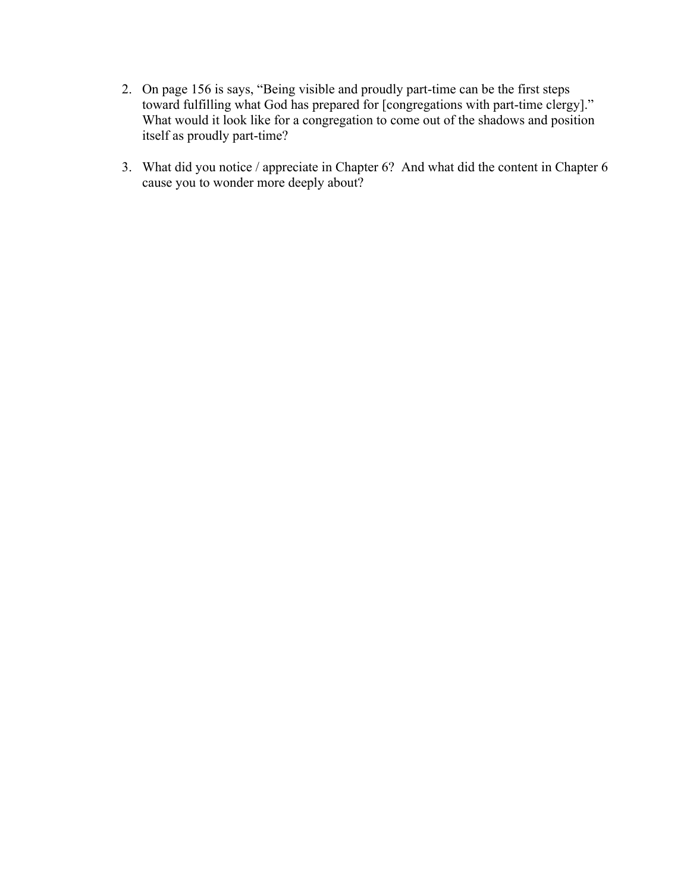2. On page 156 is says, "Being visible and proudly part-time can be the first steps toward fulfilling what God has prepared for [congregations with part-time clergy]." What would it look like for a congregation to come out of the shadows and position itself as proudly part-time?

3. What did you notice / appreciate in Chapter 6? And what did the content in Chapter 6 cause you to wonder more deeply about?